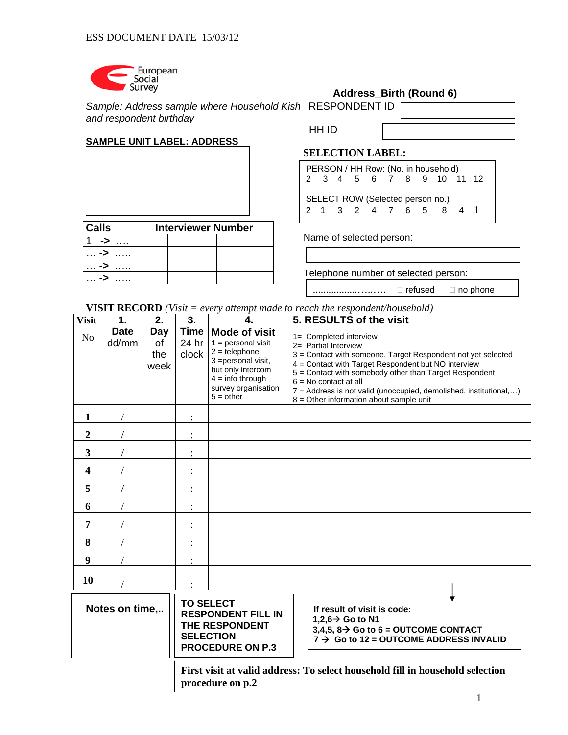ESS DOCUMENT DATE 15/03/12

European Social Survey

**Address_Birth (Round 6)**

*Sample: Address sample where Household Kish and respondent birthday*

RESPONDENT ID

HH ID

**SAMPLE UNIT LABEL: ADDRESS**

**SELECTION LABEL:**

PERSON / HH Row: (No. in household)
2 3 4 5 6 7 8 9 10 11 12

SELECT ROW (Selected person no.)
2 1 3 2 4 7 6 5 8 4 1

| Calls | Interviewer Number | | | | |
|---|---|---|---|---|---|
| 1 -> …. | | | | | |
| … -> ….. | | | | | |
| … -> ….. | | | | | |
| … -> ….. | | | | | |

Name of selected person:

Telephone number of selected person:

……………….…… ☐ refused ☐ no phone

**VISIT RECORD** *(Visit = every attempt made to reach the respondent/household)*

| Visit No | 1. Date dd/mm | 2. Day of the week | 3. Time 24 hr clock | 4. Mode of visit<br>1 = personal visit<br>2 = telephone<br>3 =personal visit, but only intercom<br>4 = info through survey organisation<br>5 = other | 5. RESULTS of the visit<br>1= Completed interview<br>2= Partial Interview<br>3 = Contact with someone, Target Respondent not yet selected<br>4 = Contact with Target Respondent but NO interview<br>5 = Contact with somebody other than Target Respondent<br>6 = No contact at all<br>7 = Address is not valid (unoccupied, demolished, institutional,…)<br>8 = Other information about sample unit |
|---|---|---|---|---|---|
| 1 | / | | : | | |
| 2 | / | | : | | |
| 3 | / | | : | | |
| 4 | / | | : | | |
| 5 | / | | : | | |
| 6 | / | | : | | |
| 7 | / | | : | | |
| 8 | / | | : | | |
| 9 | / | | : | | |
| 10 | / | | : | | |

**Notes on time,..**

**TO SELECT RESPONDENT FILL IN THE RESPONDENT SELECTION PROCEDURE ON P.3**

**If result of visit is code:**
**1,2,6→ Go to N1**
**3,4,5, 8→ Go to 6 = OUTCOME CONTACT**
**7 → Go to 12 = OUTCOME ADDRESS INVALID**

**First visit at valid address: To select household fill in household selection procedure on p.2**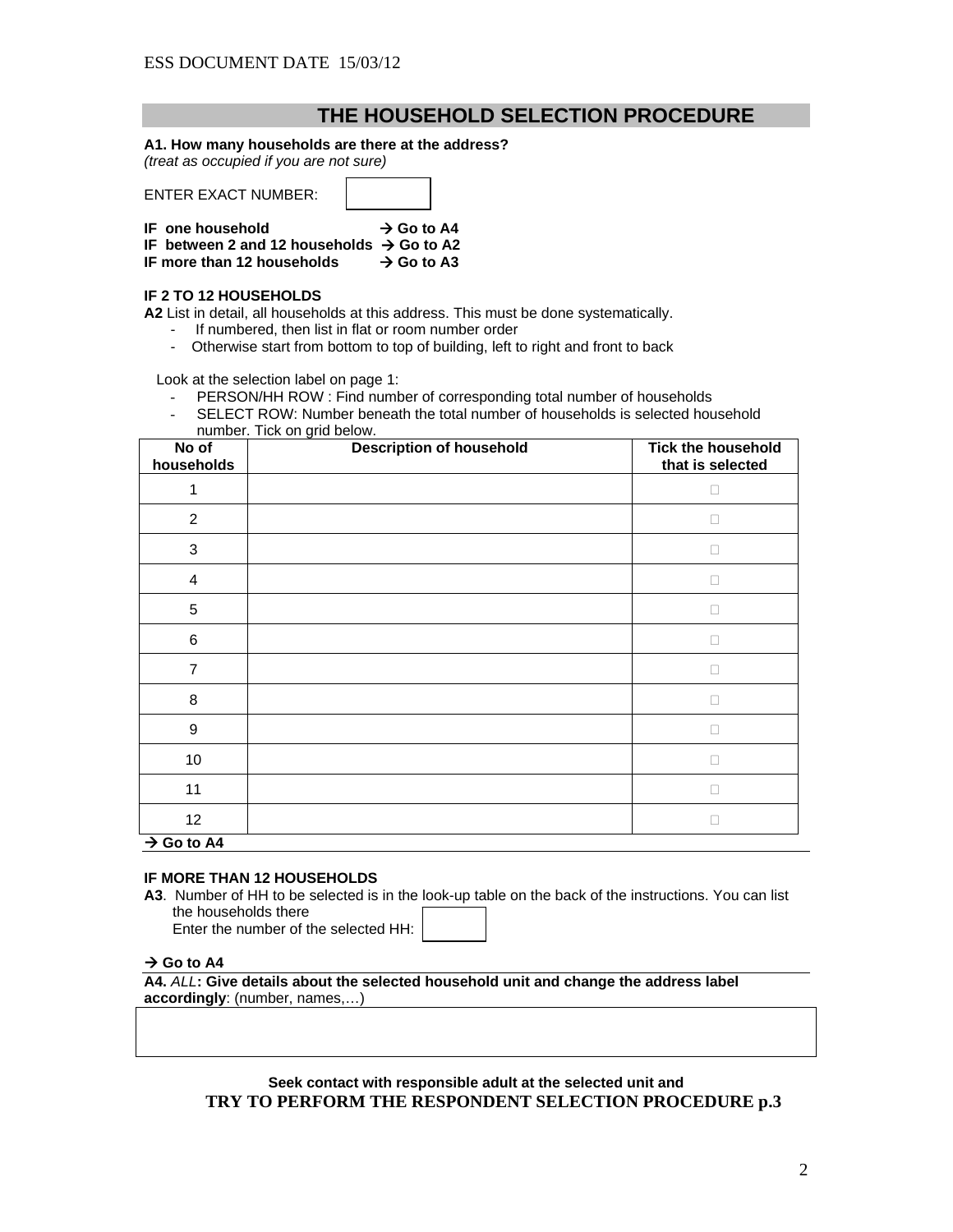## THE HOUSEHOLD SELECTION PROCEDURE

**A1. How many households are there at the address?**
*(treat as occupied if you are not sure)*

ENTER EXACT NUMBER: ☐

**IF one household → Go to A4**
**IF between 2 and 12 households → Go to A2**
**IF more than 12 households → Go to A3**

**IF 2 TO 12 HOUSEHOLDS**

**A2** List in detail, all households at this address. This must be done systematically.

- If numbered, then list in flat or room number order
- Otherwise start from bottom to top of building, left to right and front to back

Look at the selection label on page 1:

- PERSON/HH ROW : Find number of corresponding total number of households
- SELECT ROW: Number beneath the total number of households is selected household number. Tick on grid below.

| No of households | Description of household | Tick the household that is selected |
|---|---|---|
| 1 | | ☐ |
| 2 | | ☐ |
| 3 | | ☐ |
| 4 | | ☐ |
| 5 | | ☐ |
| 6 | | ☐ |
| 7 | | ☐ |
| 8 | | ☐ |
| 9 | | ☐ |
| 10 | | ☐ |
| 11 | | ☐ |
| 12 | | ☐ |

**→ Go to A4**

**IF MORE THAN 12 HOUSEHOLDS**

**A3**. Number of HH to be selected is in the look-up table on the back of the instructions. You can list the households there
Enter the number of the selected HH: ☐

**→ Go to A4**

**A4.** *ALL*: **Give details about the selected household unit and change the address label accordingly**: (number, names,…)

**Seek contact with responsible adult at the selected unit and**
**TRY TO PERFORM THE RESPONDENT SELECTION PROCEDURE p.3**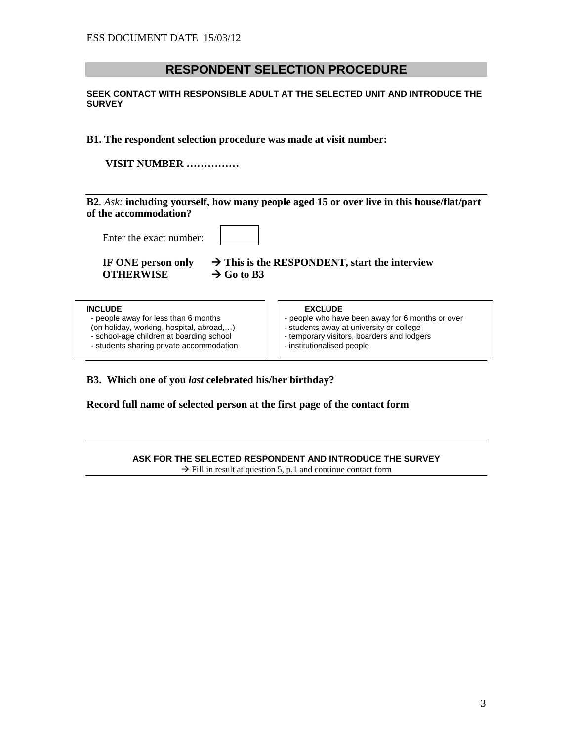## RESPONDENT SELECTION PROCEDURE

**SEEK CONTACT WITH RESPONSIBLE ADULT AT THE SELECTED UNIT AND INTRODUCE THE SURVEY**

**B1. The respondent selection procedure was made at visit number:**

**VISIT NUMBER ……………**

---

**B2**. *Ask:* **including yourself, how many people aged 15 or over live in this house/flat/part of the accommodation?**

Enter the exact number: [ ]

**IF ONE person only → This is the RESPONDENT, start the interview**
**OTHERWISE → Go to B3**

| INCLUDE | EXCLUDE |
|---|---|
| - people away for less than 6 months (on holiday, working, hospital, abroad,…) | - people who have been away for 6 months or over |
| - school-age children at boarding school | - students away at university or college |
| - students sharing private accommodation | - temporary visitors, boarders and lodgers |
| | - institutionalised people |

---

**B3. Which one of you *last* celebrated his/her birthday?**

**Record full name of selected person at the first page of the contact form**

---

**ASK FOR THE SELECTED RESPONDENT AND INTRODUCE THE SURVEY**
→ Fill in result at question 5, p.1 and continue contact form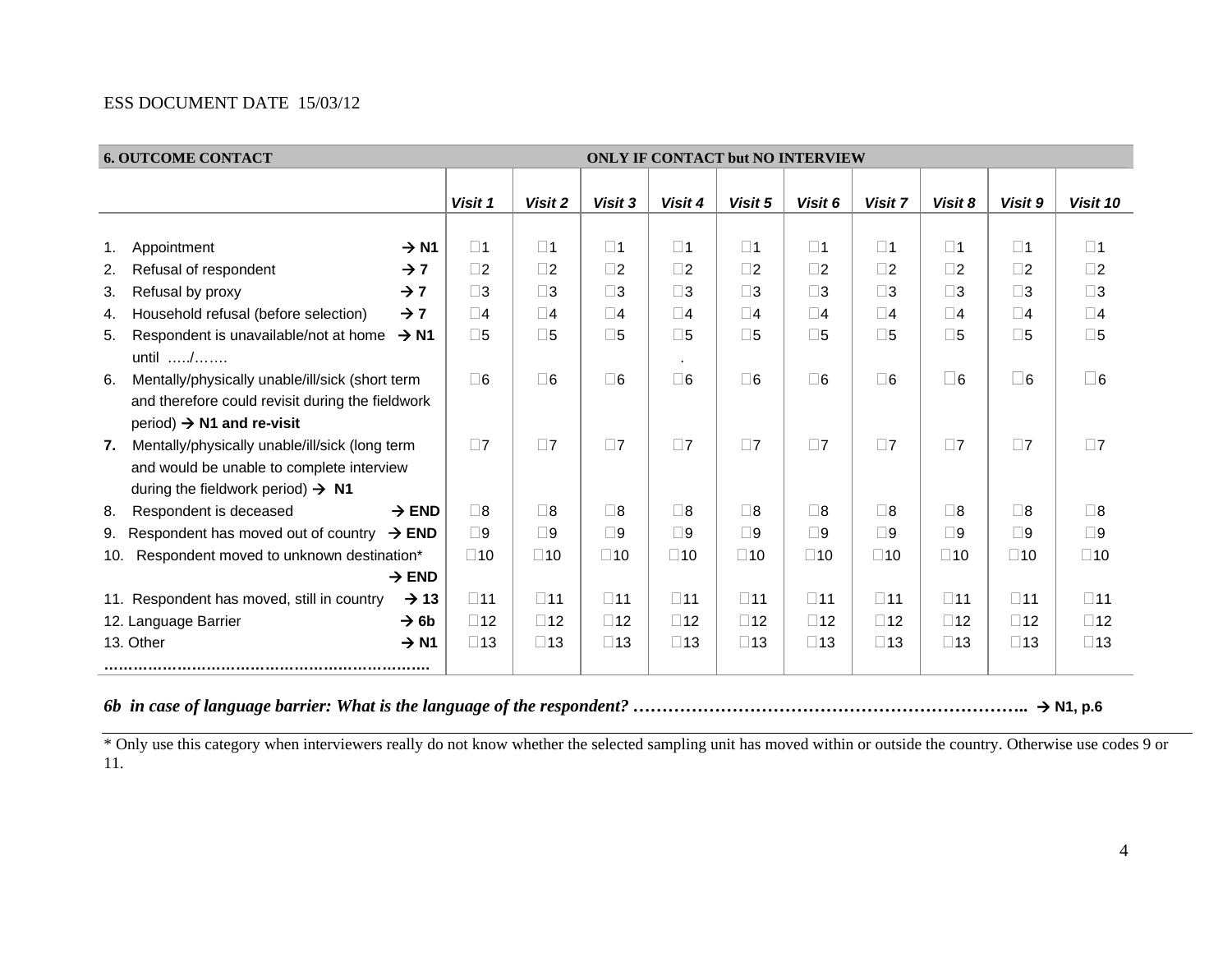ESS DOCUMENT DATE 15/03/12

| 6. OUTCOME CONTACT | ONLY IF CONTACT but NO INTERVIEW | | | | | | | | | |
|---|---|---|---|---|---|---|---|---|---|---|
| | *Visit 1* | *Visit 2* | *Visit 3* | *Visit 4* | *Visit 5* | *Visit 6* | *Visit 7* | *Visit 8* | *Visit 9* | *Visit 10* |
| 1. Appointment → **N1** | □1 | □1 | □1 | □1 | □1 | □1 | □1 | □1 | □1 | □1 |
| 2. Refusal of respondent → **7** | □2 | □2 | □2 | □2 | □2 | □2 | □2 | □2 | □2 | □2 |
| 3. Refusal by proxy → **7** | □3 | □3 | □3 | □3 | □3 | □3 | □3 | □3 | □3 | □3 |
| 4. Household refusal (before selection) → **7** | □4 | □4 | □4 | □4 | □4 | □4 | □4 | □4 | □4 | □4 |
| 5. Respondent is unavailable/not at home → **N1** until …../……. | □5 | □5 | □5 | □5 | □5 | □5 | □5 | □5 | □5 | □5 |
| 6. Mentally/physically unable/ill/sick (short term and therefore could revisit during the fieldwork period) → **N1 and re-visit** | □6 | □6 | □6 | □6 | □6 | □6 | □6 | □6 | □6 | □6 |
| **7.** Mentally/physically unable/ill/sick (long term and would be unable to complete interview during the fieldwork period) → **N1** | □7 | □7 | □7 | □7 | □7 | □7 | □7 | □7 | □7 | □7 |
| 8. Respondent is deceased → **END** | □8 | □8 | □8 | □8 | □8 | □8 | □8 | □8 | □8 | □8 |
| 9. Respondent has moved out of country → **END** | □9 | □9 | □9 | □9 | □9 | □9 | □9 | □9 | □9 | □9 |
| 10. Respondent moved to unknown destination* → **END** | □10 | □10 | □10 | □10 | □10 | □10 | □10 | □10 | □10 | □10 |
| 11. Respondent has moved, still in country → **13** | □11 | □11 | □11 | □11 | □11 | □11 | □11 | □11 | □11 | □11 |
| 12. Language Barrier → **6b** | □12 | □12 | □12 | □12 | □12 | □12 | □12 | □12 | □12 | □12 |
| 13. Other → **N1** ………………………………………………………… | □13 | □13 | □13 | □13 | □13 | □13 | □13 | □13 | □13 | □13 |

***6b in case of language barrier: What is the language of the respondent? ……………………………………………………………..*** → **N1, p.6**

* Only use this category when interviewers really do not know whether the selected sampling unit has moved within or outside the country. Otherwise use codes 9 or 11.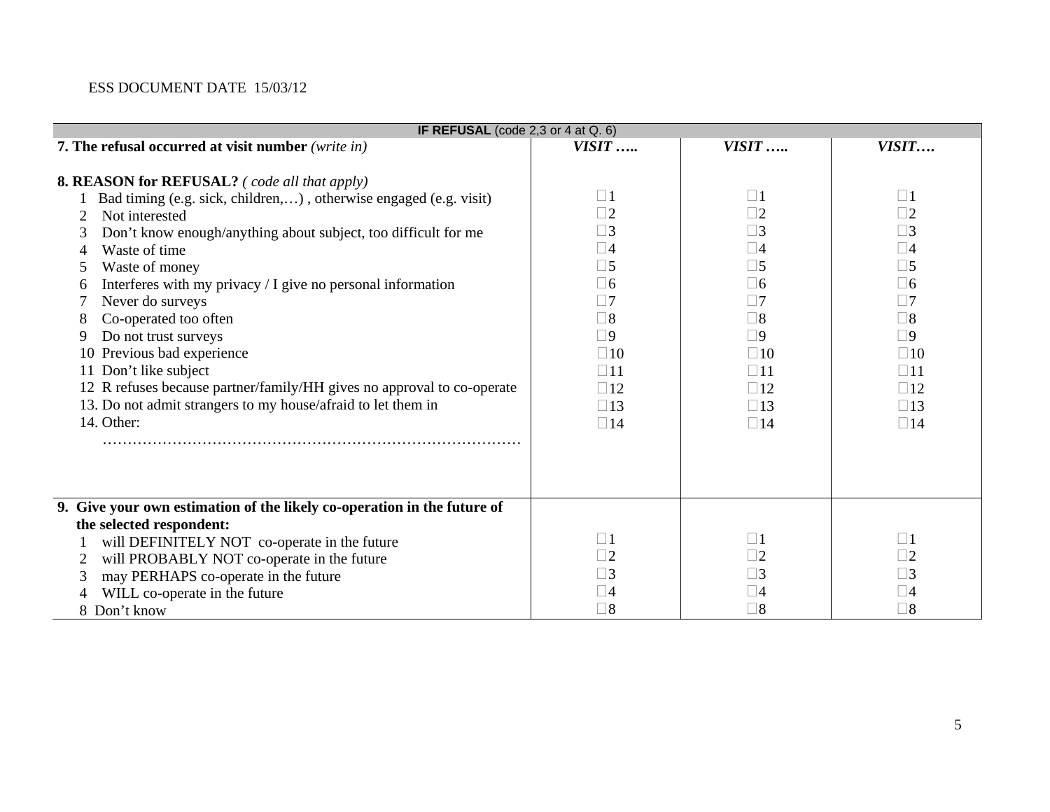ESS DOCUMENT DATE 15/03/12

| **IF REFUSAL** (code 2,3 or 4 at Q. 6) | | | |
|---|---|---|---|
| **7. The refusal occurred at visit number** *(write in)* | ***VISIT …..*** | ***VISIT …..*** | ***VISIT….*** |
| **8. REASON for REFUSAL?** *( code all that apply)* | | | |
| 1 Bad timing (e.g. sick, children,…) , otherwise engaged (e.g. visit) | □1 | □1 | □1 |
| 2 Not interested | □2 | □2 | □2 |
| 3 Don't know enough/anything about subject, too difficult for me | □3 | □3 | □3 |
| 4 Waste of time | □4 | □4 | □4 |
| 5 Waste of money | □5 | □5 | □5 |
| 6 Interferes with my privacy / I give no personal information | □6 | □6 | □6 |
| 7 Never do surveys | □7 | □7 | □7 |
| 8 Co-operated too often | □8 | □8 | □8 |
| 9 Do not trust surveys | □9 | □9 | □9 |
| 10 Previous bad experience | □10 | □10 | □10 |
| 11 Don't like subject | □11 | □11 | □11 |
| 12 R refuses because partner/family/HH gives no approval to co-operate | □12 | □12 | □12 |
| 13. Do not admit strangers to my house/afraid to let them in | □13 | □13 | □13 |
| 14. Other: ………………………………………………………………………… | □14 | □14 | □14 |
| **9. Give your own estimation of the likely co-operation in the future of the selected respondent:** | | | |
| 1 will DEFINITELY NOT co-operate in the future | □1 | □1 | □1 |
| 2 will PROBABLY NOT co-operate in the future | □2 | □2 | □2 |
| 3 may PERHAPS co-operate in the future | □3 | □3 | □3 |
| 4 WILL co-operate in the future | □4 | □4 | □4 |
| 8 Don't know | □8 | □8 | □8 |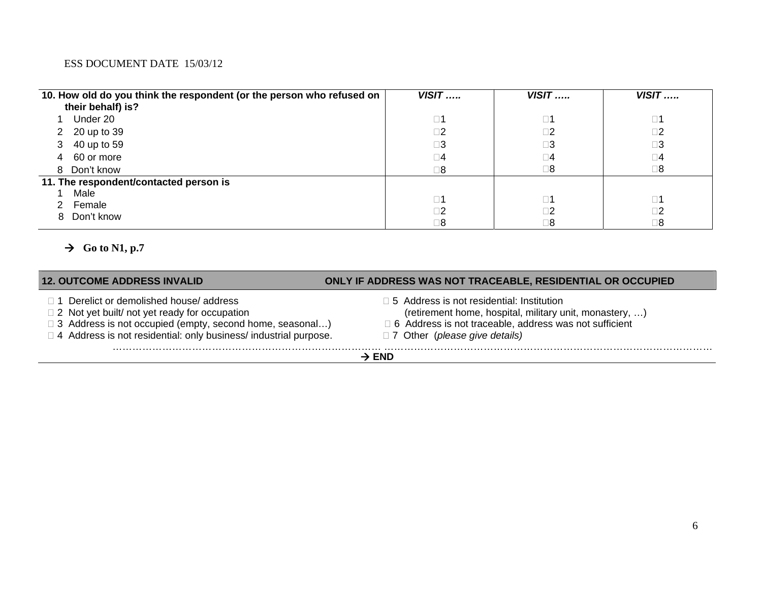ESS DOCUMENT DATE 15/03/12

| 10. How old do you think the respondent (or the person who refused on their behalf) is? | *VISIT …..* | *VISIT …..* | *VISIT …..* |
|---|---|---|---|
| 1 Under 20 | □1 | □1 | □1 |
| 2 20 up to 39 | □2 | □2 | □2 |
| 3 40 up to 59 | □3 | □3 | □3 |
| 4 60 or more | □4 | □4 | □4 |
| 8 Don't know | □8 | □8 | □8 |
| **11. The respondent/contacted person is** | | | |
| 1 Male | □1 | □1 | □1 |
| 2 Female | □2 | □2 | □2 |
| 8 Don't know | □8 | □8 | □8 |

→ **Go to N1, p.7**

**12. OUTCOME ADDRESS INVALID** **ONLY IF ADDRESS WAS NOT TRACEABLE, RESIDENTIAL OR OCCUPIED**

- □ 1 Derelict or demolished house/ address
- □ 2 Not yet built/ not yet ready for occupation
- □ 3 Address is not occupied (empty, second home, seasonal…)
- □ 4 Address is not residential: only business/ industrial purpose.
- □ 5 Address is not residential: Institution (retirement home, hospital, military unit, monastery, …)
- □ 6 Address is not traceable, address was not sufficient
- □ 7 Other (*please give details*)

…………………………………………………………………… ………………………………………………………………………………………

→ **END**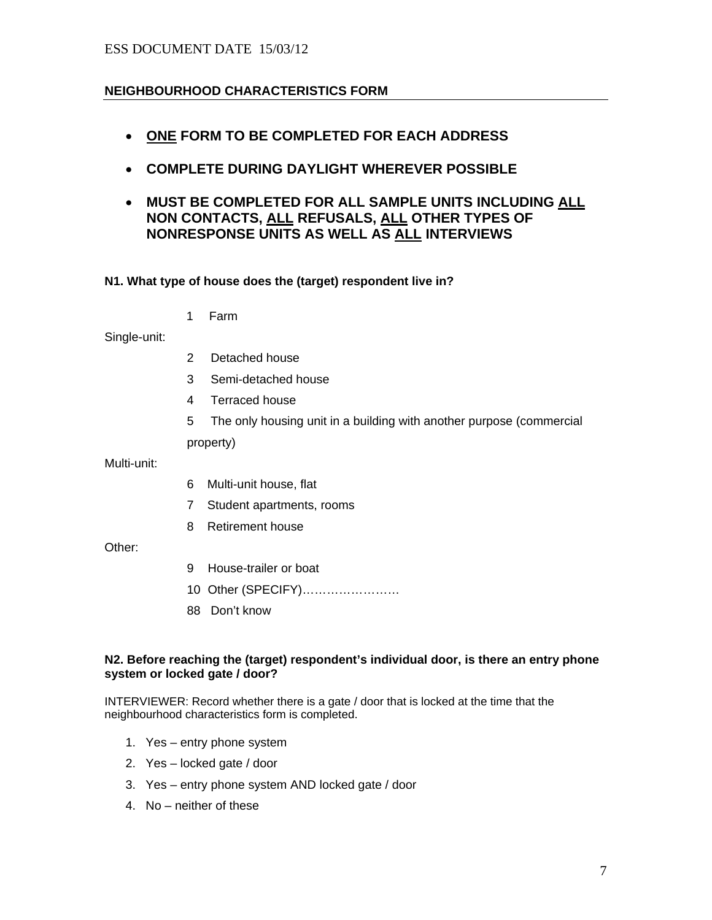## NEIGHBOURHOOD CHARACTERISTICS FORM

- **<u>ONE</u> FORM TO BE COMPLETED FOR EACH ADDRESS**
- **COMPLETE DURING DAYLIGHT WHEREVER POSSIBLE**
- **MUST BE COMPLETED FOR ALL SAMPLE UNITS INCLUDING <u>ALL</u> NON CONTACTS, <u>ALL</u> REFUSALS, <u>ALL</u> OTHER TYPES OF NONRESPONSE UNITS AS WELL AS <u>ALL</u> INTERVIEWS**

**N1. What type of house does the (target) respondent live in?**

1 Farm

Single-unit:

2 Detached house

3 Semi-detached house

4 Terraced house

5 The only housing unit in a building with another purpose (commercial property)

Multi-unit:

6 Multi-unit house, flat

7 Student apartments, rooms

8 Retirement house

Other:

9 House-trailer or boat

10 Other (SPECIFY)……………………

88 Don't know

**N2. Before reaching the (target) respondent's individual door, is there an entry phone system or locked gate / door?**

INTERVIEWER: Record whether there is a gate / door that is locked at the time that the neighbourhood characteristics form is completed.

1. Yes – entry phone system
2. Yes – locked gate / door
3. Yes – entry phone system AND locked gate / door
4. No – neither of these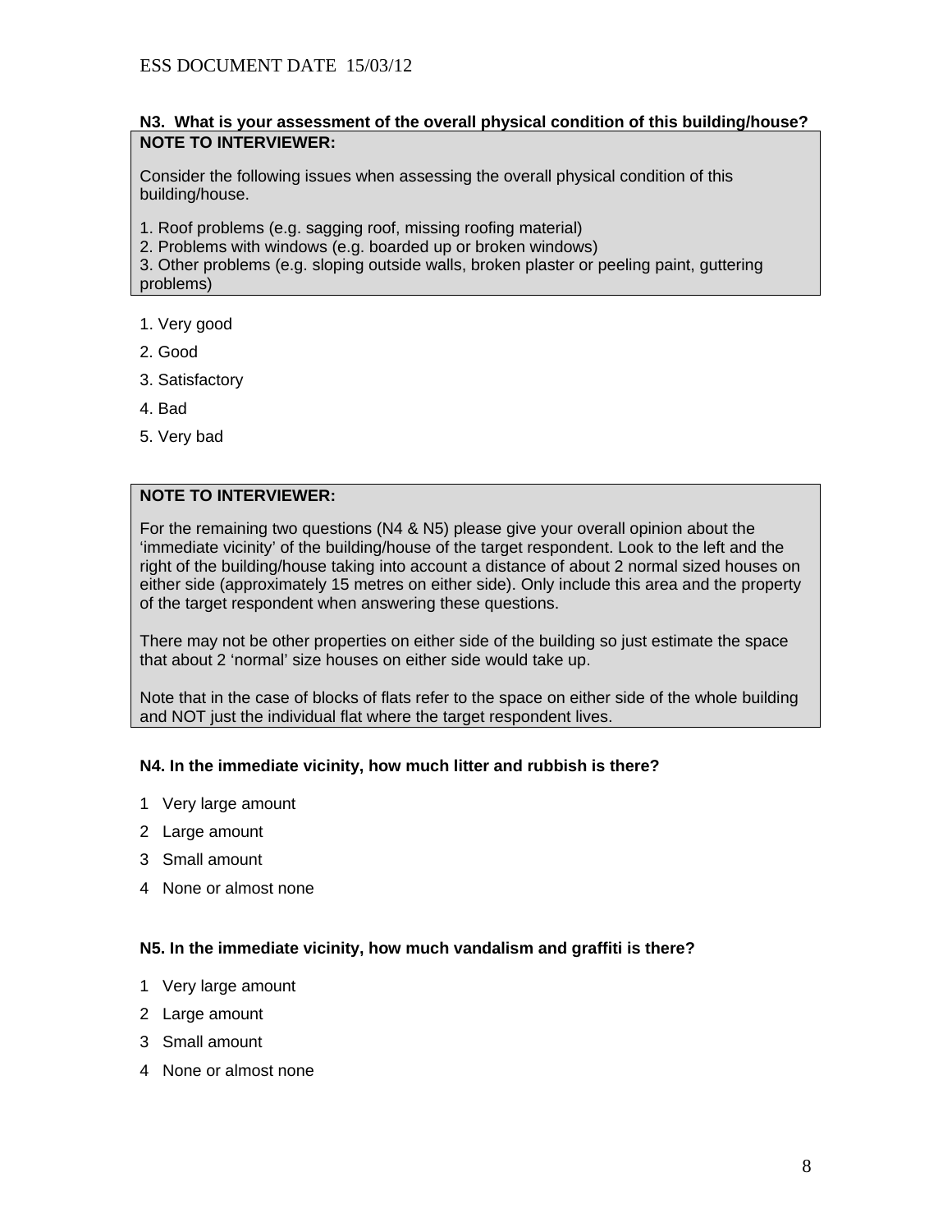**N3. What is your assessment of the overall physical condition of this building/house?**

**NOTE TO INTERVIEWER:**

Consider the following issues when assessing the overall physical condition of this building/house.

1. Roof problems (e.g. sagging roof, missing roofing material)
2. Problems with windows (e.g. boarded up or broken windows)
3. Other problems (e.g. sloping outside walls, broken plaster or peeling paint, guttering problems)

1. Very good
2. Good
3. Satisfactory
4. Bad
5. Very bad

**NOTE TO INTERVIEWER:**

For the remaining two questions (N4 & N5) please give your overall opinion about the 'immediate vicinity' of the building/house of the target respondent. Look to the left and the right of the building/house taking into account a distance of about 2 normal sized houses on either side (approximately 15 metres on either side). Only include this area and the property of the target respondent when answering these questions.

There may not be other properties on either side of the building so just estimate the space that about 2 'normal' size houses on either side would take up.

Note that in the case of blocks of flats refer to the space on either side of the whole building and NOT just the individual flat where the target respondent lives.

**N4. In the immediate vicinity, how much litter and rubbish is there?**

1 Very large amount
2 Large amount
3 Small amount
4 None or almost none

**N5. In the immediate vicinity, how much vandalism and graffiti is there?**

1 Very large amount
2 Large amount
3 Small amount
4 None or almost none